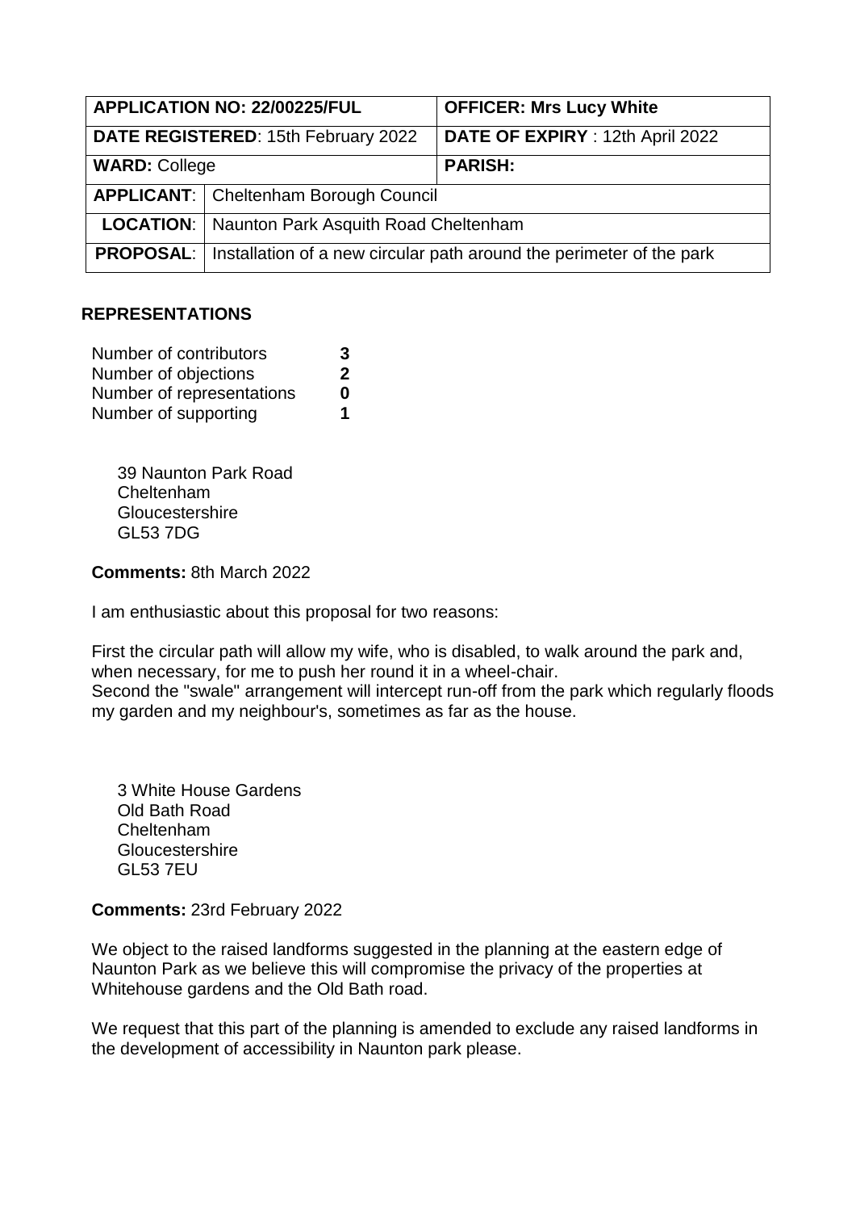| **APPLICATION NO: 22/00225/FUL** | | **OFFICER: Mrs Lucy White** |
|---|---|---|
| **DATE REGISTERED**: 15th February 2022 | | **DATE OF EXPIRY** : 12th April 2022 |
| **WARD:** College | | **PARISH:** |
| **APPLICANT**: | Cheltenham Borough Council | |
| **LOCATION**: | Naunton Park Asquith Road Cheltenham | |
| **PROPOSAL**: | Installation of a new circular path around the perimeter of the park | |

## REPRESENTATIONS

| | |
|---|---|
| Number of contributors | **3** |
| Number of objections | **2** |
| Number of representations | **0** |
| Number of supporting | **1** |

39 Naunton Park Road
Cheltenham
Gloucestershire
GL53 7DG

**Comments:** 8th March 2022

I am enthusiastic about this proposal for two reasons:

First the circular path will allow my wife, who is disabled, to walk around the park and, when necessary, for me to push her round it in a wheel-chair.
Second the "swale" arrangement will intercept run-off from the park which regularly floods my garden and my neighbour's, sometimes as far as the house.

3 White House Gardens
Old Bath Road
Cheltenham
Gloucestershire
GL53 7EU

**Comments:** 23rd February 2022

We object to the raised landforms suggested in the planning at the eastern edge of Naunton Park as we believe this will compromise the privacy of the properties at Whitehouse gardens and the Old Bath road.

We request that this part of the planning is amended to exclude any raised landforms in the development of accessibility in Naunton park please.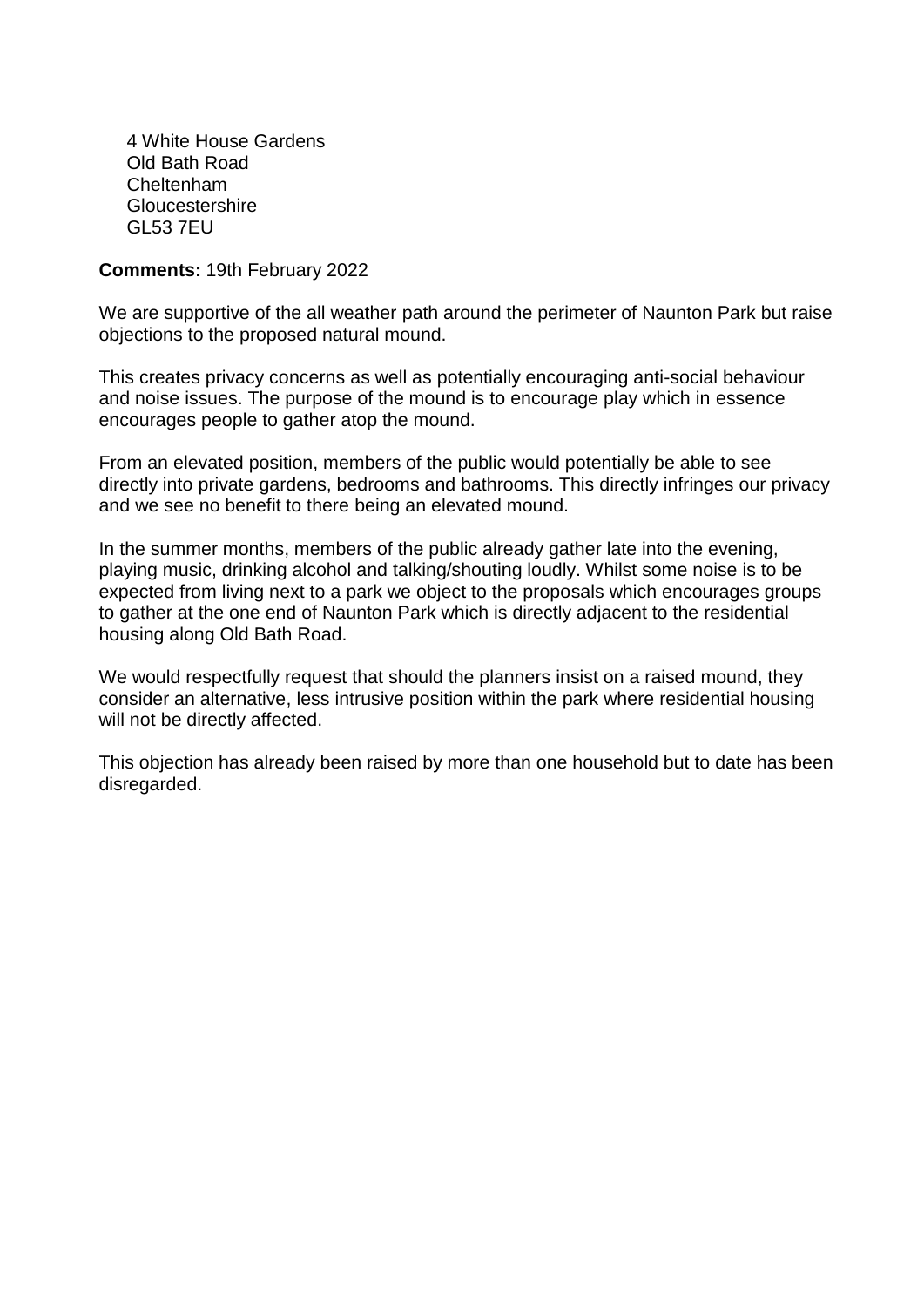4 White House Gardens
Old Bath Road
Cheltenham
Gloucestershire
GL53 7EU

**Comments:** 19th February 2022

We are supportive of the all weather path around the perimeter of Naunton Park but raise objections to the proposed natural mound.

This creates privacy concerns as well as potentially encouraging anti-social behaviour and noise issues. The purpose of the mound is to encourage play which in essence encourages people to gather atop the mound.

From an elevated position, members of the public would potentially be able to see directly into private gardens, bedrooms and bathrooms. This directly infringes our privacy and we see no benefit to there being an elevated mound.

In the summer months, members of the public already gather late into the evening, playing music, drinking alcohol and talking/shouting loudly. Whilst some noise is to be expected from living next to a park we object to the proposals which encourages groups to gather at the one end of Naunton Park which is directly adjacent to the residential housing along Old Bath Road.

We would respectfully request that should the planners insist on a raised mound, they consider an alternative, less intrusive position within the park where residential housing will not be directly affected.

This objection has already been raised by more than one household but to date has been disregarded.